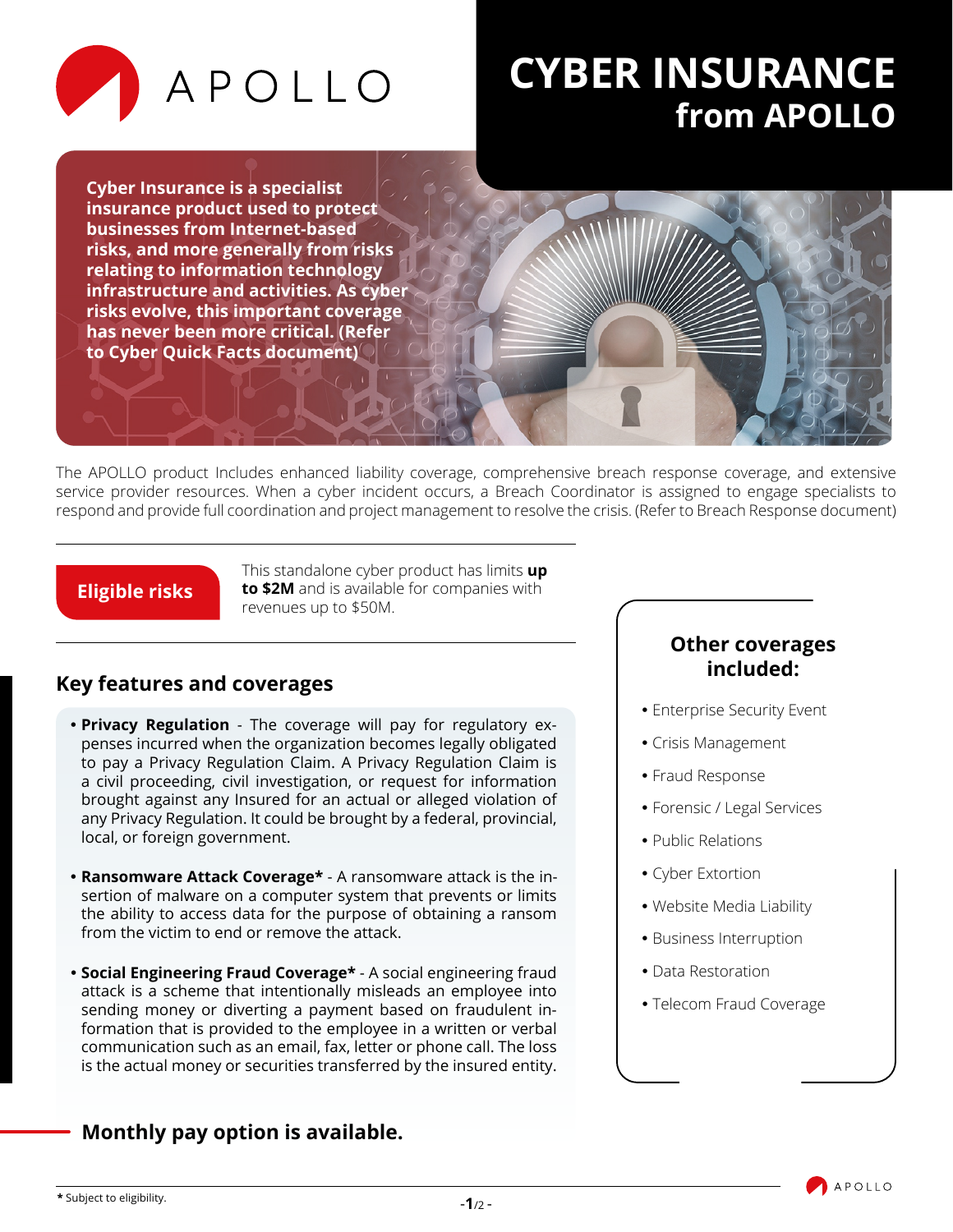# CYBER INSURANCE from APOLLO

**Cyber Insurance is a specialist insurance product used to protect businesses from Internet-based risks, and more generally from risks relating to information technology infrastructure and activities. As cyber risks evolve, this important coverage has never been more critical. (Refer to Cyber Quick Facts document)**

The APOLLO product Includes enhanced liability coverage, comprehensive breach response coverage, and extensive service provider resources. When a cyber incident occurs, a Breach Coordinator is assigned to engage specialists to respond and provide full coordination and project management to resolve the crisis. (Refer to Breach Response document)

## Eligible risks

This standalone cyber product has limits **up to $2M** and is available for companies with revenues up to $50M.

## Key features and coverages

- **Privacy Regulation** - The coverage will pay for regulatory expenses incurred when the organization becomes legally obligated to pay a Privacy Regulation Claim. A Privacy Regulation Claim is a civil proceeding, civil investigation, or request for information brought against any Insured for an actual or alleged violation of any Privacy Regulation. It could be brought by a federal, provincial, local, or foreign government.

- **Ransomware Attack Coverage*** - A ransomware attack is the insertion of malware on a computer system that prevents or limits the ability to access data for the purpose of obtaining a ransom from the victim to end or remove the attack.

- **Social Engineering Fraud Coverage*** - A social engineering fraud attack is a scheme that intentionally misleads an employee into sending money or diverting a payment based on fraudulent information that is provided to the employee in a written or verbal communication such as an email, fax, letter or phone call. The loss is the actual money or securities transferred by the insured entity.

## Other coverages included:

- Enterprise Security Event
- Crisis Management
- Fraud Response
- Forensic / Legal Services
- Public Relations
- Cyber Extortion
- Website Media Liability
- Business Interruption
- Data Restoration
- Telecom Fraud Coverage

**Monthly pay option is available.**

**\*** Subject to eligibility.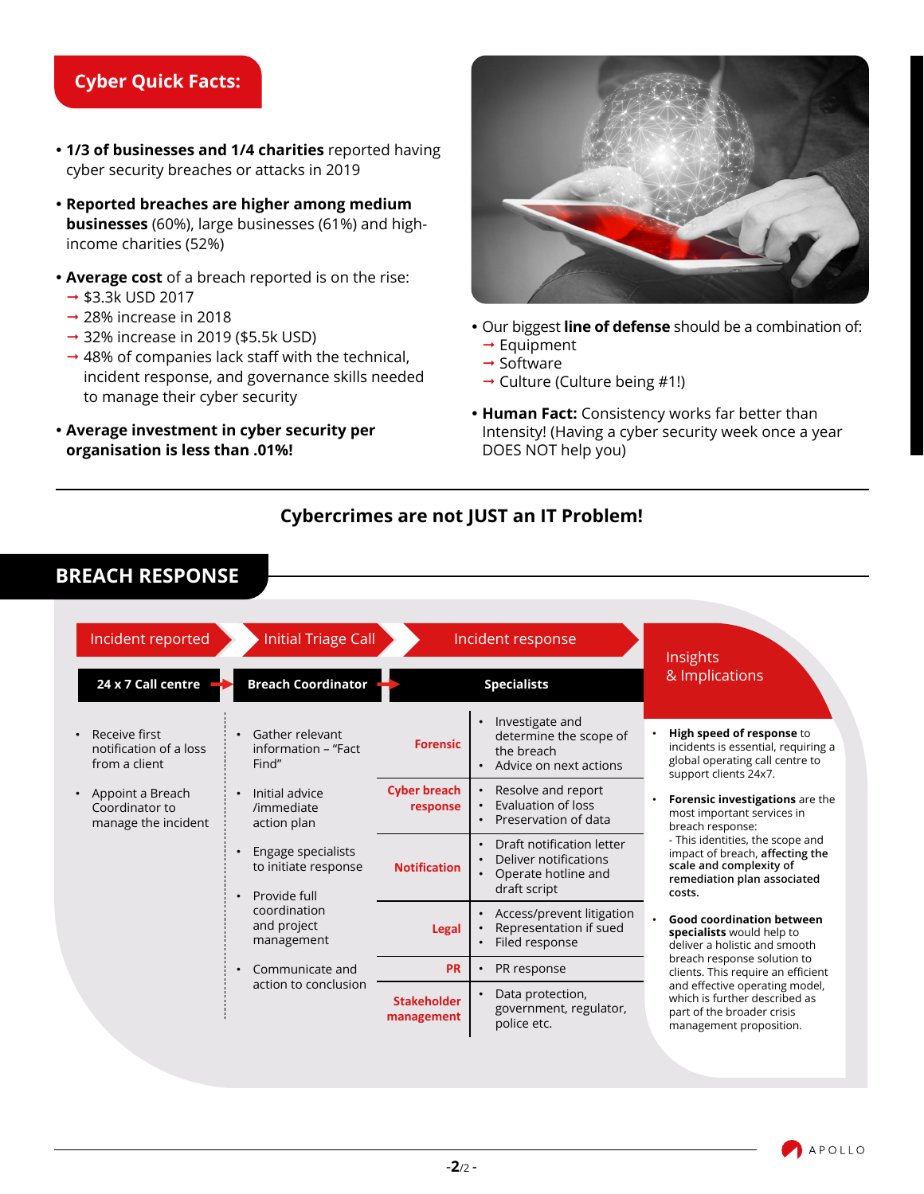## Cyber Quick Facts:

- **1/3 of businesses and 1/4 charities** reported having cyber security breaches or attacks in 2019
- **Reported breaches are higher among medium businesses** (60%), large businesses (61%) and high-income charities (52%)
- **Average cost** of a breach reported is on the rise:
  - → $3.3k USD 2017
  - → 28% increase in 2018
  - → 32% increase in 2019 ($5.5k USD)
  - → 48% of companies lack staff with the technical, incident response, and governance skills needed to manage their cyber security
- **Average investment in cyber security per organisation is less than .01%!**

- Our biggest **line of defense** should be a combination of:
  - → Equipment
  - → Software
  - → Culture (Culture being #1!)
- **Human Fact:** Consistency works far better than Intensity! (Having a cyber security week once a year DOES NOT help you)

### Cybercrimes are not JUST an IT Problem!

## BREACH RESPONSE

**Incident reported → Initial Triage Call → Incident response → Insights & Implications**

**24 x 7 Call centre**

- Receive first notification of a loss from a client
- Appoint a Breach Coordinator to manage the incident

**Breach Coordinator**

- Gather relevant information – "Fact Find"
- Initial advice /immediate action plan
- Engage specialists to initiate response
- Provide full coordination and project management
- Communicate and action to conclusion

**Specialists**

| | |
|---|---|
| **Forensic** | • Investigate and determine the scope of the breach<br>• Advice on next actions |
| **Cyber breach response** | • Resolve and report<br>• Evaluation of loss<br>• Preservation of data |
| **Notification** | • Draft notification letter<br>• Deliver notifications<br>• Operate hotline and draft script |
| **Legal** | • Access/prevent litigation<br>• Representation if sued<br>• Filed response |
| **PR** | • PR response |
| **Stakeholder management** | • Data protection, government, regulator, police etc. |

**Insights & Implications**

- **High speed of response** to incidents is essential, requiring a global operating call centre to support clients 24x7.
- **Forensic investigations** are the most important services in breach response:
  - This identities, the scope and impact of breach, **affecting the scale and complexity of remediation plan associated costs.**
- **Good coordination between specialists** would help to deliver a holistic and smooth breach response solution to clients. This require an efficient and effective operating model, which is further described as part of the broader crisis management proposition.